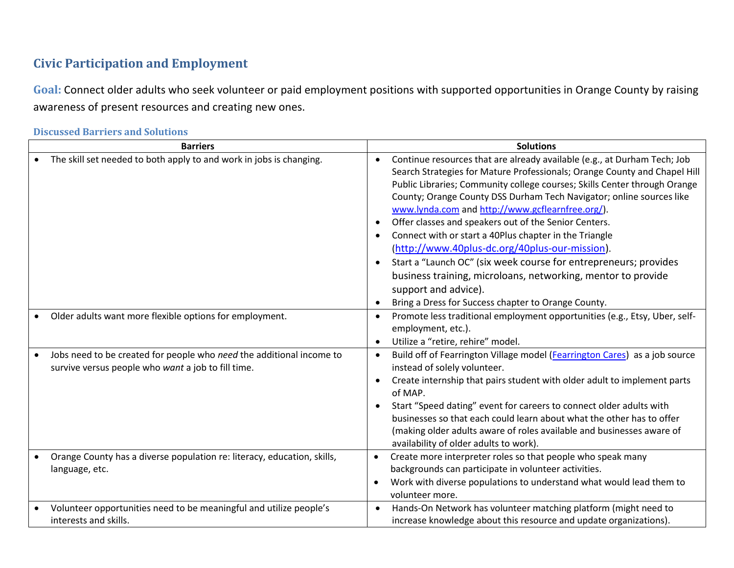## Civic Participation and Employment

**Goal:** Connect older adults who seek volunteer or paid employment positions with supported opportunities in Orange County by raising awareness of present resources and creating new ones.

### Discussed Barriers and Solutions

| Barriers | Solutions |
|---|---|
| • The skill set needed to both apply to and work in jobs is changing. | • Continue resources that are already available (e.g., at Durham Tech; Job Search Strategies for Mature Professionals; Orange County and Chapel Hill Public Libraries; Community college courses; Skills Center through Orange County; Orange County DSS Durham Tech Navigator; online sources like www.lynda.com and http://www.gcflearnfree.org/).<br>• Offer classes and speakers out of the Senior Centers.<br>• Connect with or start a 40Plus chapter in the Triangle (http://www.40plus-dc.org/40plus-our-mission).<br>• Start a "Launch OC" (six week course for entrepreneurs; provides business training, microloans, networking, mentor to provide support and advice).<br>• Bring a Dress for Success chapter to Orange County. |
| • Older adults want more flexible options for employment. | • Promote less traditional employment opportunities (e.g., Etsy, Uber, self-employment, etc.).<br>• Utilize a "retire, rehire" model. |
| • Jobs need to be created for people who *need* the additional income to survive versus people who *want* a job to fill time. | • Build off of Fearrington Village model (Fearrington Cares) as a job source instead of solely volunteer.<br>• Create internship that pairs student with older adult to implement parts of MAP.<br>• Start "Speed dating" event for careers to connect older adults with businesses so that each could learn about what the other has to offer (making older adults aware of roles available and businesses aware of availability of older adults to work). |
| • Orange County has a diverse population re: literacy, education, skills, language, etc. | • Create more interpreter roles so that people who speak many backgrounds can participate in volunteer activities.<br>• Work with diverse populations to understand what would lead them to volunteer more. |
| • Volunteer opportunities need to be meaningful and utilize people's interests and skills. | • Hands-On Network has volunteer matching platform (might need to increase knowledge about this resource and update organizations). |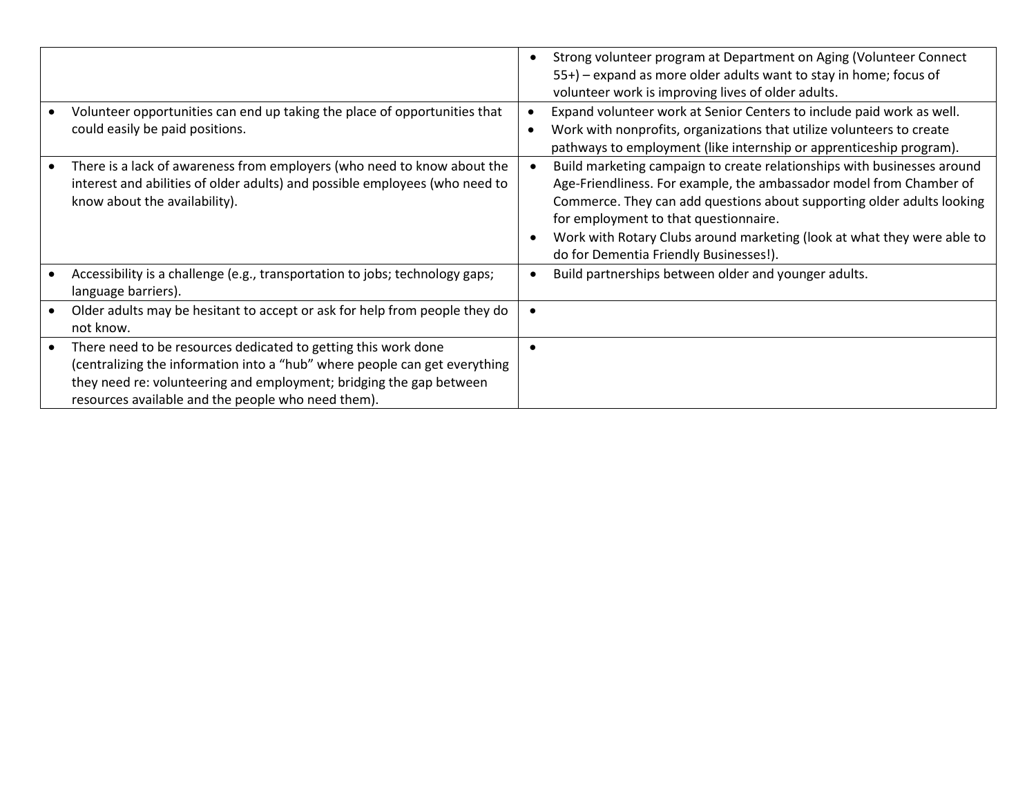| | |
|---|---|
| | • Strong volunteer program at Department on Aging (Volunteer Connect 55+) – expand as more older adults want to stay in home; focus of volunteer work is improving lives of older adults. |
| • Volunteer opportunities can end up taking the place of opportunities that could easily be paid positions. | • Expand volunteer work at Senior Centers to include paid work as well.<br>• Work with nonprofits, organizations that utilize volunteers to create pathways to employment (like internship or apprenticeship program). |
| • There is a lack of awareness from employers (who need to know about the interest and abilities of older adults) and possible employees (who need to know about the availability). | • Build marketing campaign to create relationships with businesses around Age-Friendliness. For example, the ambassador model from Chamber of Commerce. They can add questions about supporting older adults looking for employment to that questionnaire.<br>• Work with Rotary Clubs around marketing (look at what they were able to do for Dementia Friendly Businesses!). |
| • Accessibility is a challenge (e.g., transportation to jobs; technology gaps; language barriers). | • Build partnerships between older and younger adults. |
| • Older adults may be hesitant to accept or ask for help from people they do not know. | • |
| • There need to be resources dedicated to getting this work done (centralizing the information into a "hub" where people can get everything they need re: volunteering and employment; bridging the gap between resources available and the people who need them). | • |